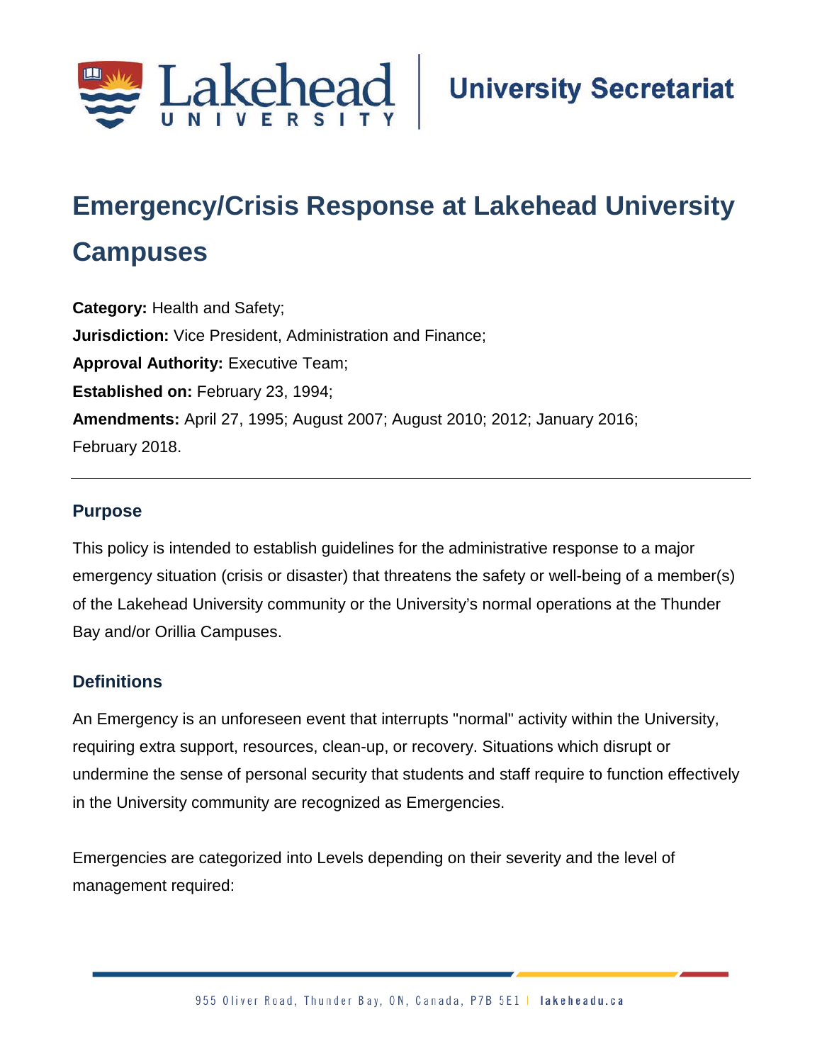University Secretariat

# Emergency/Crisis Response at Lakehead University Campuses

**Category:** Health and Safety;
**Jurisdiction:** Vice President, Administration and Finance;
**Approval Authority:** Executive Team;
**Established on:** February 23, 1994;
**Amendments:** April 27, 1995; August 2007; August 2010; 2012; January 2016; February 2018.

---

## Purpose

This policy is intended to establish guidelines for the administrative response to a major emergency situation (crisis or disaster) that threatens the safety or well-being of a member(s) of the Lakehead University community or the University's normal operations at the Thunder Bay and/or Orillia Campuses.

## Definitions

An Emergency is an unforeseen event that interrupts "normal" activity within the University, requiring extra support, resources, clean-up, or recovery. Situations which disrupt or undermine the sense of personal security that students and staff require to function effectively in the University community are recognized as Emergencies.

Emergencies are categorized into Levels depending on their severity and the level of management required: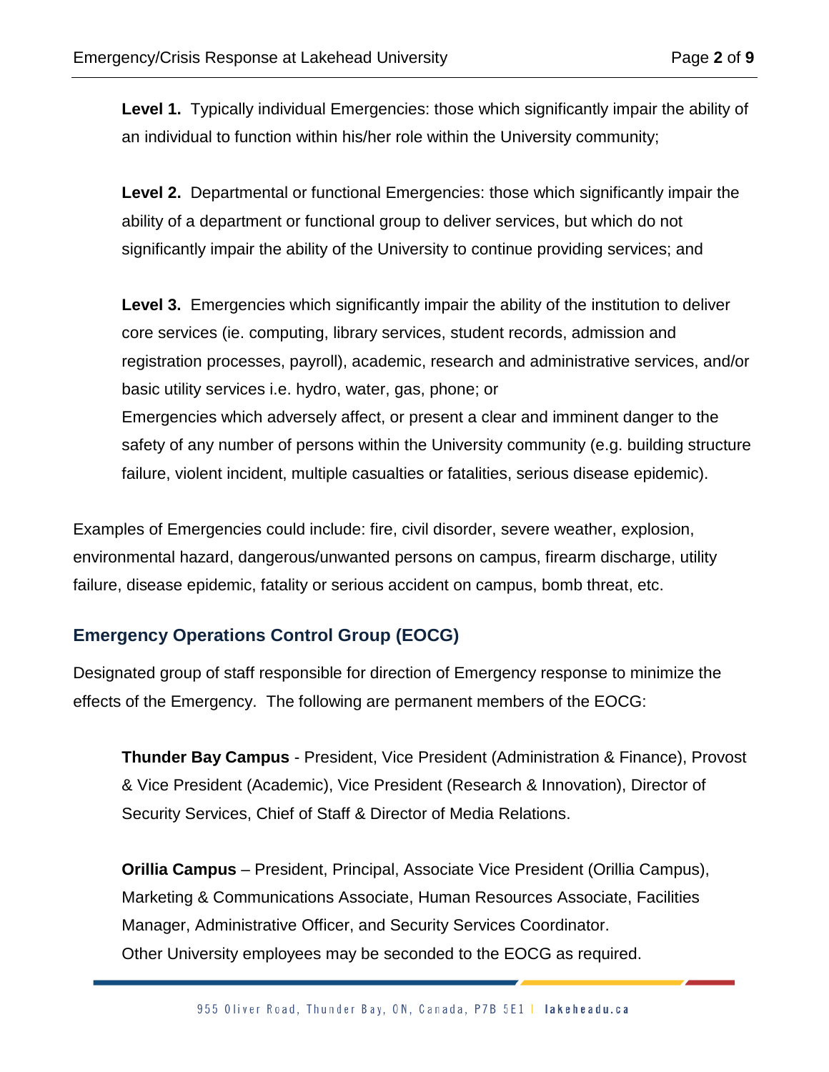**Level 1.** Typically individual Emergencies: those which significantly impair the ability of an individual to function within his/her role within the University community;

**Level 2.** Departmental or functional Emergencies: those which significantly impair the ability of a department or functional group to deliver services, but which do not significantly impair the ability of the University to continue providing services; and

**Level 3.** Emergencies which significantly impair the ability of the institution to deliver core services (ie. computing, library services, student records, admission and registration processes, payroll), academic, research and administrative services, and/or basic utility services i.e. hydro, water, gas, phone; or
Emergencies which adversely affect, or present a clear and imminent danger to the safety of any number of persons within the University community (e.g. building structure failure, violent incident, multiple casualties or fatalities, serious disease epidemic).

Examples of Emergencies could include: fire, civil disorder, severe weather, explosion, environmental hazard, dangerous/unwanted persons on campus, firearm discharge, utility failure, disease epidemic, fatality or serious accident on campus, bomb threat, etc.

## Emergency Operations Control Group (EOCG)

Designated group of staff responsible for direction of Emergency response to minimize the effects of the Emergency. The following are permanent members of the EOCG:

**Thunder Bay Campus** - President, Vice President (Administration & Finance), Provost & Vice President (Academic), Vice President (Research & Innovation), Director of Security Services, Chief of Staff & Director of Media Relations.

**Orillia Campus** – President, Principal, Associate Vice President (Orillia Campus), Marketing & Communications Associate, Human Resources Associate, Facilities Manager, Administrative Officer, and Security Services Coordinator.
Other University employees may be seconded to the EOCG as required.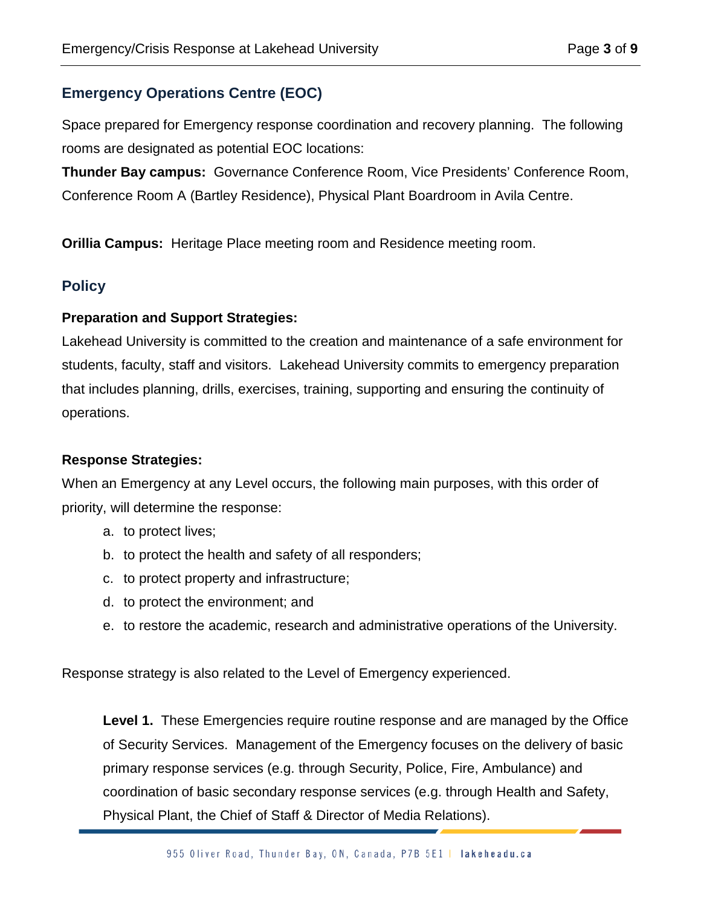## Emergency Operations Centre (EOC)

Space prepared for Emergency response coordination and recovery planning. The following rooms are designated as potential EOC locations:

**Thunder Bay campus:** Governance Conference Room, Vice Presidents' Conference Room, Conference Room A (Bartley Residence), Physical Plant Boardroom in Avila Centre.

**Orillia Campus:** Heritage Place meeting room and Residence meeting room.

## Policy

**Preparation and Support Strategies:**
Lakehead University is committed to the creation and maintenance of a safe environment for students, faculty, staff and visitors. Lakehead University commits to emergency preparation that includes planning, drills, exercises, training, supporting and ensuring the continuity of operations.

**Response Strategies:**
When an Emergency at any Level occurs, the following main purposes, with this order of priority, will determine the response:

a. to protect lives;
b. to protect the health and safety of all responders;
c. to protect property and infrastructure;
d. to protect the environment; and
e. to restore the academic, research and administrative operations of the University.

Response strategy is also related to the Level of Emergency experienced.

**Level 1.** These Emergencies require routine response and are managed by the Office of Security Services. Management of the Emergency focuses on the delivery of basic primary response services (e.g. through Security, Police, Fire, Ambulance) and coordination of basic secondary response services (e.g. through Health and Safety, Physical Plant, the Chief of Staff & Director of Media Relations).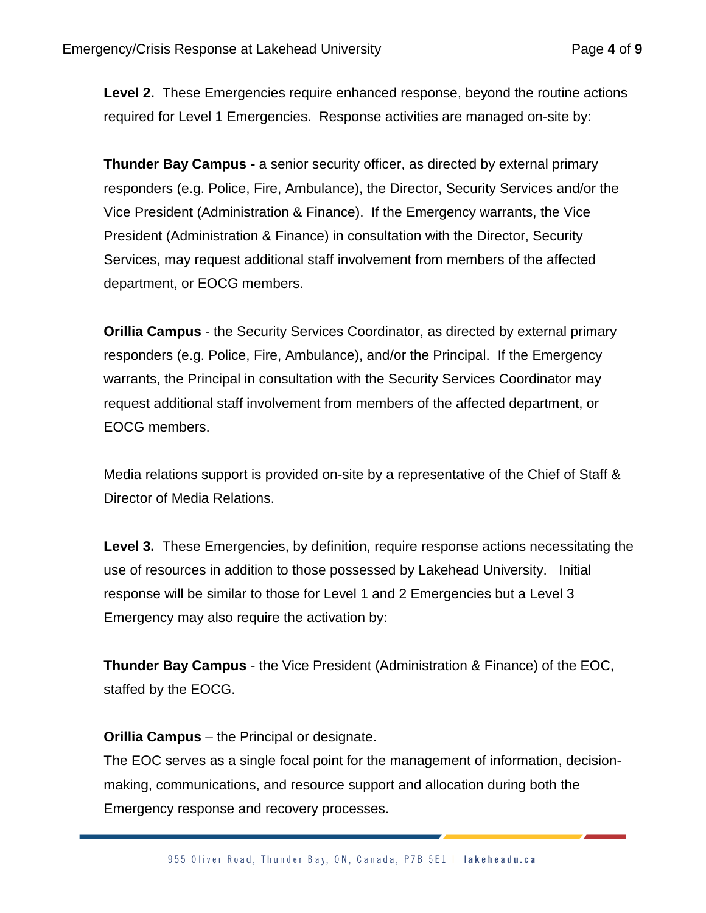**Level 2.** These Emergencies require enhanced response, beyond the routine actions required for Level 1 Emergencies. Response activities are managed on-site by:

**Thunder Bay Campus -** a senior security officer, as directed by external primary responders (e.g. Police, Fire, Ambulance), the Director, Security Services and/or the Vice President (Administration & Finance). If the Emergency warrants, the Vice President (Administration & Finance) in consultation with the Director, Security Services, may request additional staff involvement from members of the affected department, or EOCG members.

**Orillia Campus** - the Security Services Coordinator, as directed by external primary responders (e.g. Police, Fire, Ambulance), and/or the Principal. If the Emergency warrants, the Principal in consultation with the Security Services Coordinator may request additional staff involvement from members of the affected department, or EOCG members.

Media relations support is provided on-site by a representative of the Chief of Staff & Director of Media Relations.

**Level 3.** These Emergencies, by definition, require response actions necessitating the use of resources in addition to those possessed by Lakehead University. Initial response will be similar to those for Level 1 and 2 Emergencies but a Level 3 Emergency may also require the activation by:

**Thunder Bay Campus** - the Vice President (Administration & Finance) of the EOC, staffed by the EOCG.

**Orillia Campus** – the Principal or designate.

The EOC serves as a single focal point for the management of information, decision-making, communications, and resource support and allocation during both the Emergency response and recovery processes.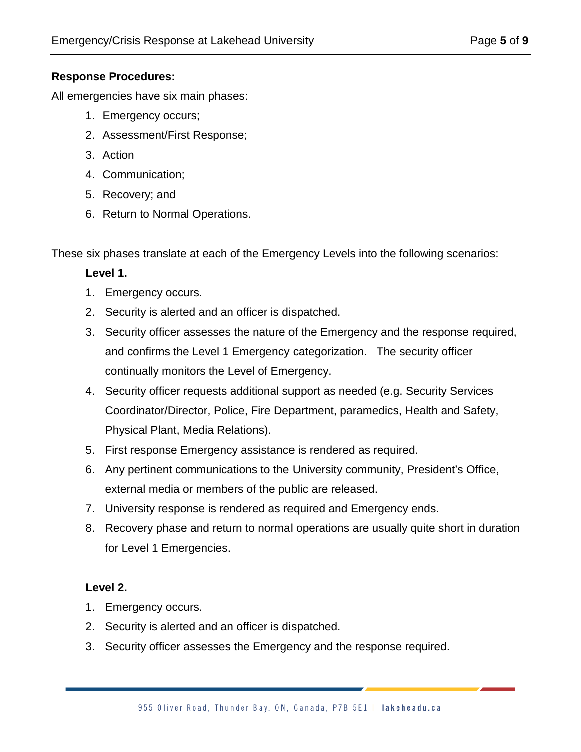**Response Procedures:**

All emergencies have six main phases:

1. Emergency occurs;
2. Assessment/First Response;
3. Action
4. Communication;
5. Recovery; and
6. Return to Normal Operations.

These six phases translate at each of the Emergency Levels into the following scenarios:

**Level 1.**

1. Emergency occurs.
2. Security is alerted and an officer is dispatched.
3. Security officer assesses the nature of the Emergency and the response required, and confirms the Level 1 Emergency categorization. The security officer continually monitors the Level of Emergency.
4. Security officer requests additional support as needed (e.g. Security Services Coordinator/Director, Police, Fire Department, paramedics, Health and Safety, Physical Plant, Media Relations).
5. First response Emergency assistance is rendered as required.
6. Any pertinent communications to the University community, President's Office, external media or members of the public are released.
7. University response is rendered as required and Emergency ends.
8. Recovery phase and return to normal operations are usually quite short in duration for Level 1 Emergencies.

**Level 2.**

1. Emergency occurs.
2. Security is alerted and an officer is dispatched.
3. Security officer assesses the Emergency and the response required.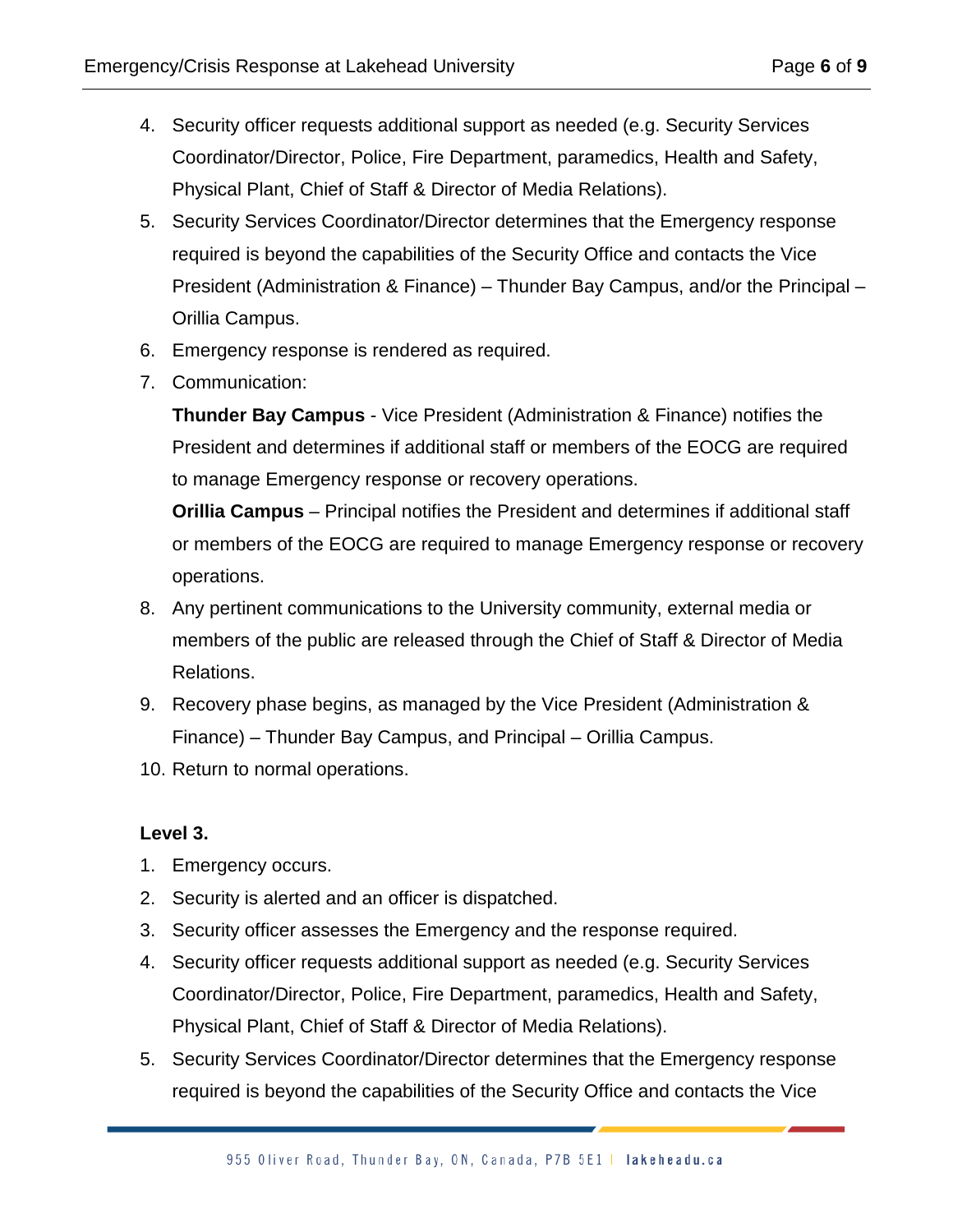4. Security officer requests additional support as needed (e.g. Security Services Coordinator/Director, Police, Fire Department, paramedics, Health and Safety, Physical Plant, Chief of Staff & Director of Media Relations).
5. Security Services Coordinator/Director determines that the Emergency response required is beyond the capabilities of the Security Office and contacts the Vice President (Administration & Finance) – Thunder Bay Campus, and/or the Principal – Orillia Campus.
6. Emergency response is rendered as required.
7. Communication:

   **Thunder Bay Campus** - Vice President (Administration & Finance) notifies the President and determines if additional staff or members of the EOCG are required to manage Emergency response or recovery operations.

   **Orillia Campus** – Principal notifies the President and determines if additional staff or members of the EOCG are required to manage Emergency response or recovery operations.
8. Any pertinent communications to the University community, external media or members of the public are released through the Chief of Staff & Director of Media Relations.
9. Recovery phase begins, as managed by the Vice President (Administration & Finance) – Thunder Bay Campus, and Principal – Orillia Campus.
10. Return to normal operations.

**Level 3.**

1. Emergency occurs.
2. Security is alerted and an officer is dispatched.
3. Security officer assesses the Emergency and the response required.
4. Security officer requests additional support as needed (e.g. Security Services Coordinator/Director, Police, Fire Department, paramedics, Health and Safety, Physical Plant, Chief of Staff & Director of Media Relations).
5. Security Services Coordinator/Director determines that the Emergency response required is beyond the capabilities of the Security Office and contacts the Vice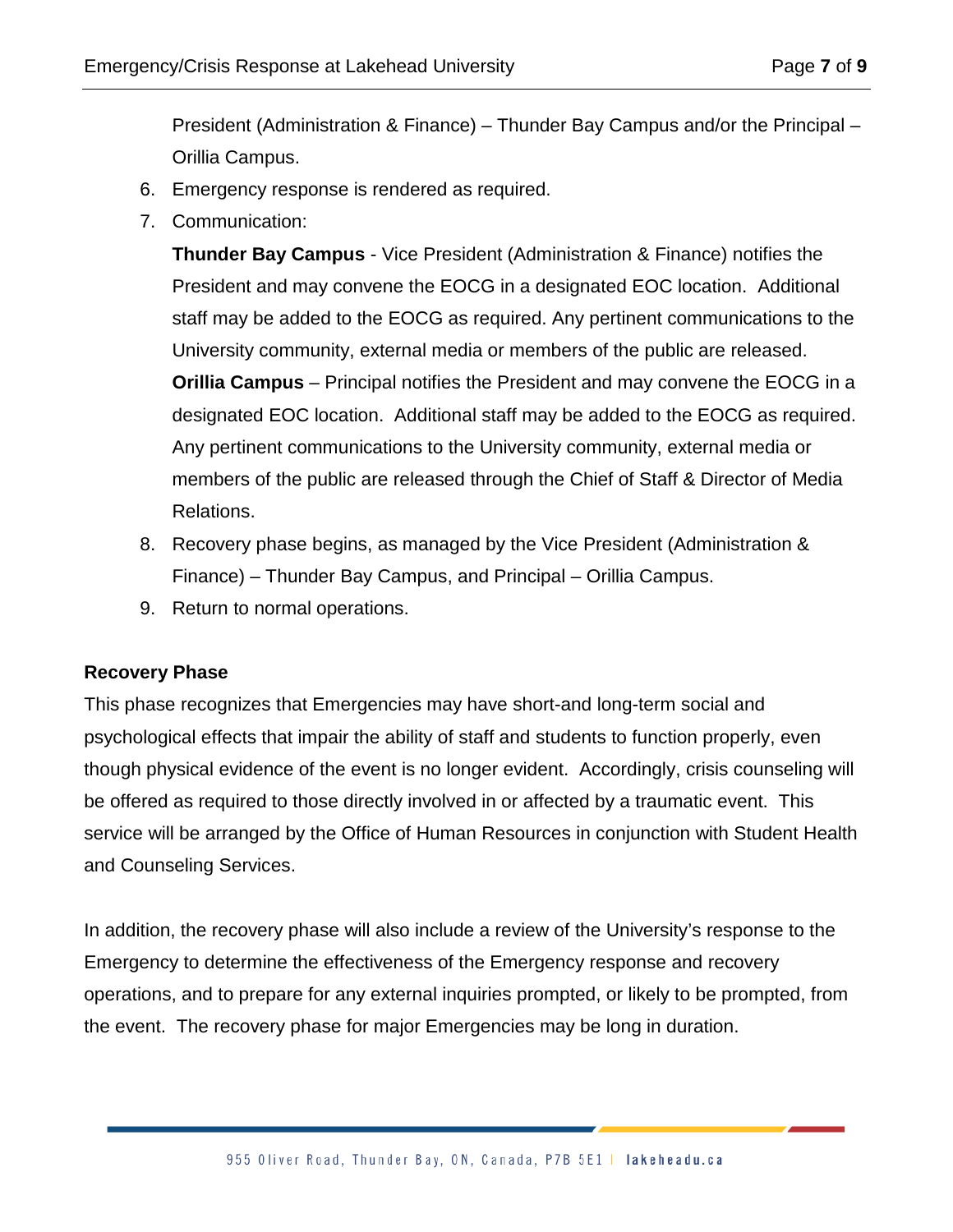President (Administration & Finance) – Thunder Bay Campus and/or the Principal – Orillia Campus.

6. Emergency response is rendered as required.
7. Communication:

   **Thunder Bay Campus** - Vice President (Administration & Finance) notifies the President and may convene the EOCG in a designated EOC location. Additional staff may be added to the EOCG as required. Any pertinent communications to the University community, external media or members of the public are released.

   **Orillia Campus** – Principal notifies the President and may convene the EOCG in a designated EOC location. Additional staff may be added to the EOCG as required. Any pertinent communications to the University community, external media or members of the public are released through the Chief of Staff & Director of Media Relations.
8. Recovery phase begins, as managed by the Vice President (Administration & Finance) – Thunder Bay Campus, and Principal – Orillia Campus.
9. Return to normal operations.

**Recovery Phase**

This phase recognizes that Emergencies may have short-and long-term social and psychological effects that impair the ability of staff and students to function properly, even though physical evidence of the event is no longer evident. Accordingly, crisis counseling will be offered as required to those directly involved in or affected by a traumatic event. This service will be arranged by the Office of Human Resources in conjunction with Student Health and Counseling Services.

In addition, the recovery phase will also include a review of the University's response to the Emergency to determine the effectiveness of the Emergency response and recovery operations, and to prepare for any external inquiries prompted, or likely to be prompted, from the event. The recovery phase for major Emergencies may be long in duration.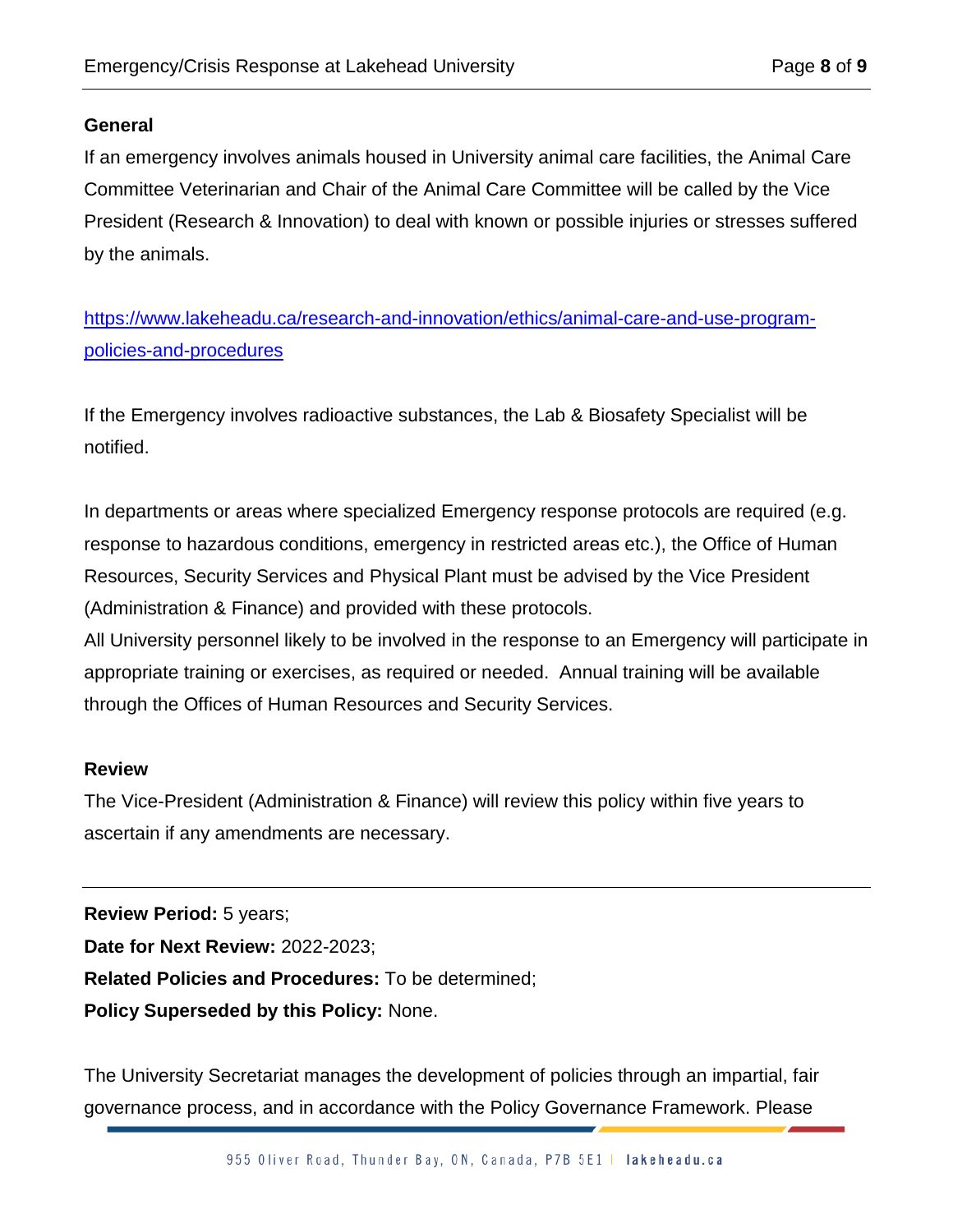### General

If an emergency involves animals housed in University animal care facilities, the Animal Care Committee Veterinarian and Chair of the Animal Care Committee will be called by the Vice President (Research & Innovation) to deal with known or possible injuries or stresses suffered by the animals.

[https://www.lakeheadu.ca/research-and-innovation/ethics/animal-care-and-use-program-policies-and-procedures](https://www.lakeheadu.ca/research-and-innovation/ethics/animal-care-and-use-program-policies-and-procedures)

If the Emergency involves radioactive substances, the Lab & Biosafety Specialist will be notified.

In departments or areas where specialized Emergency response protocols are required (e.g. response to hazardous conditions, emergency in restricted areas etc.), the Office of Human Resources, Security Services and Physical Plant must be advised by the Vice President (Administration & Finance) and provided with these protocols.

All University personnel likely to be involved in the response to an Emergency will participate in appropriate training or exercises, as required or needed. Annual training will be available through the Offices of Human Resources and Security Services.

### Review

The Vice-President (Administration & Finance) will review this policy within five years to ascertain if any amendments are necessary.

---

**Review Period:** 5 years;
**Date for Next Review:** 2022-2023;
**Related Policies and Procedures:** To be determined;
**Policy Superseded by this Policy:** None.

The University Secretariat manages the development of policies through an impartial, fair governance process, and in accordance with the Policy Governance Framework. Please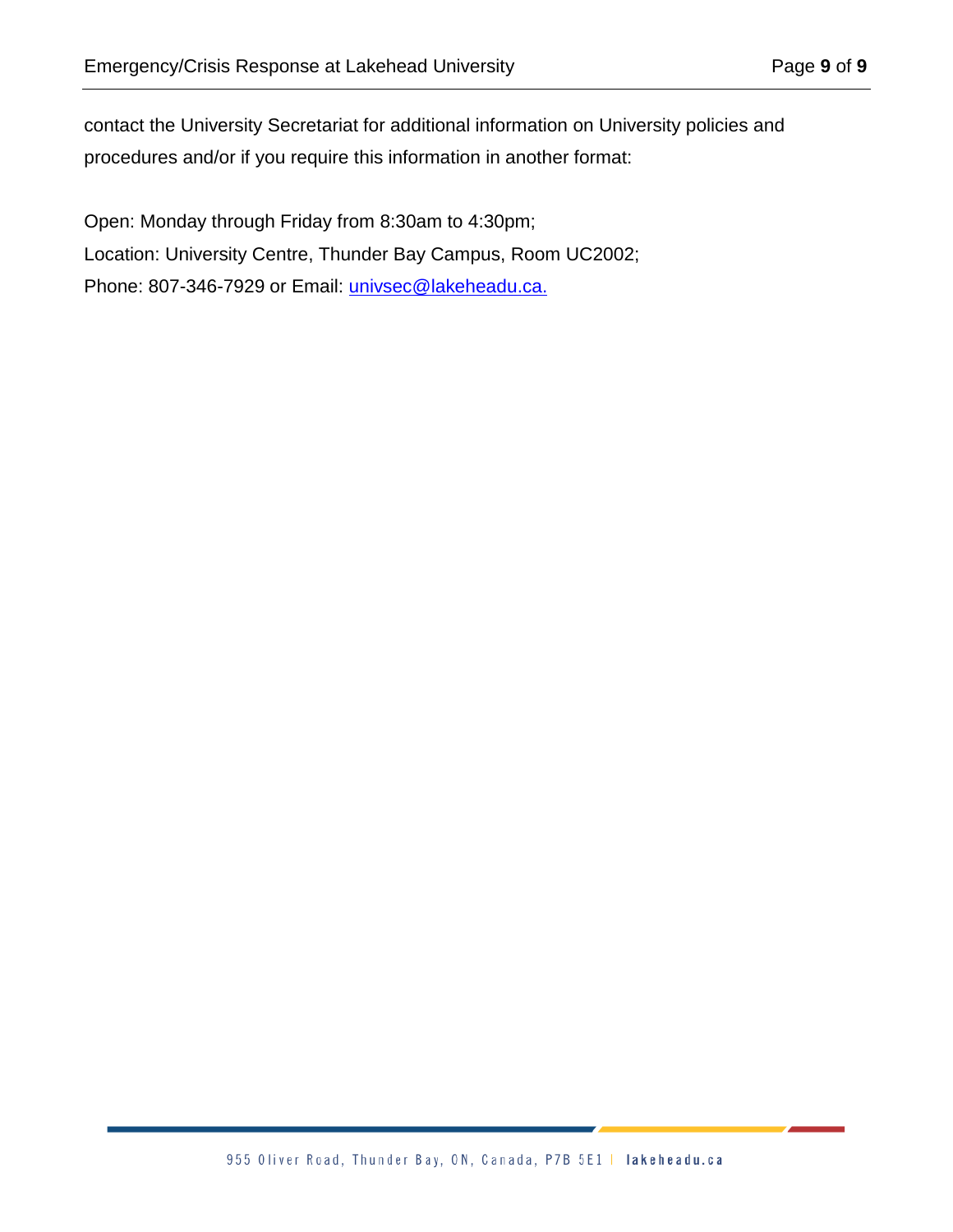contact the University Secretariat for additional information on University policies and procedures and/or if you require this information in another format:

Open: Monday through Friday from 8:30am to 4:30pm;
Location: University Centre, Thunder Bay Campus, Room UC2002;
Phone: 807-346-7929 or Email: [univsec@lakeheadu.ca.](mailto:univsec@lakeheadu.ca)